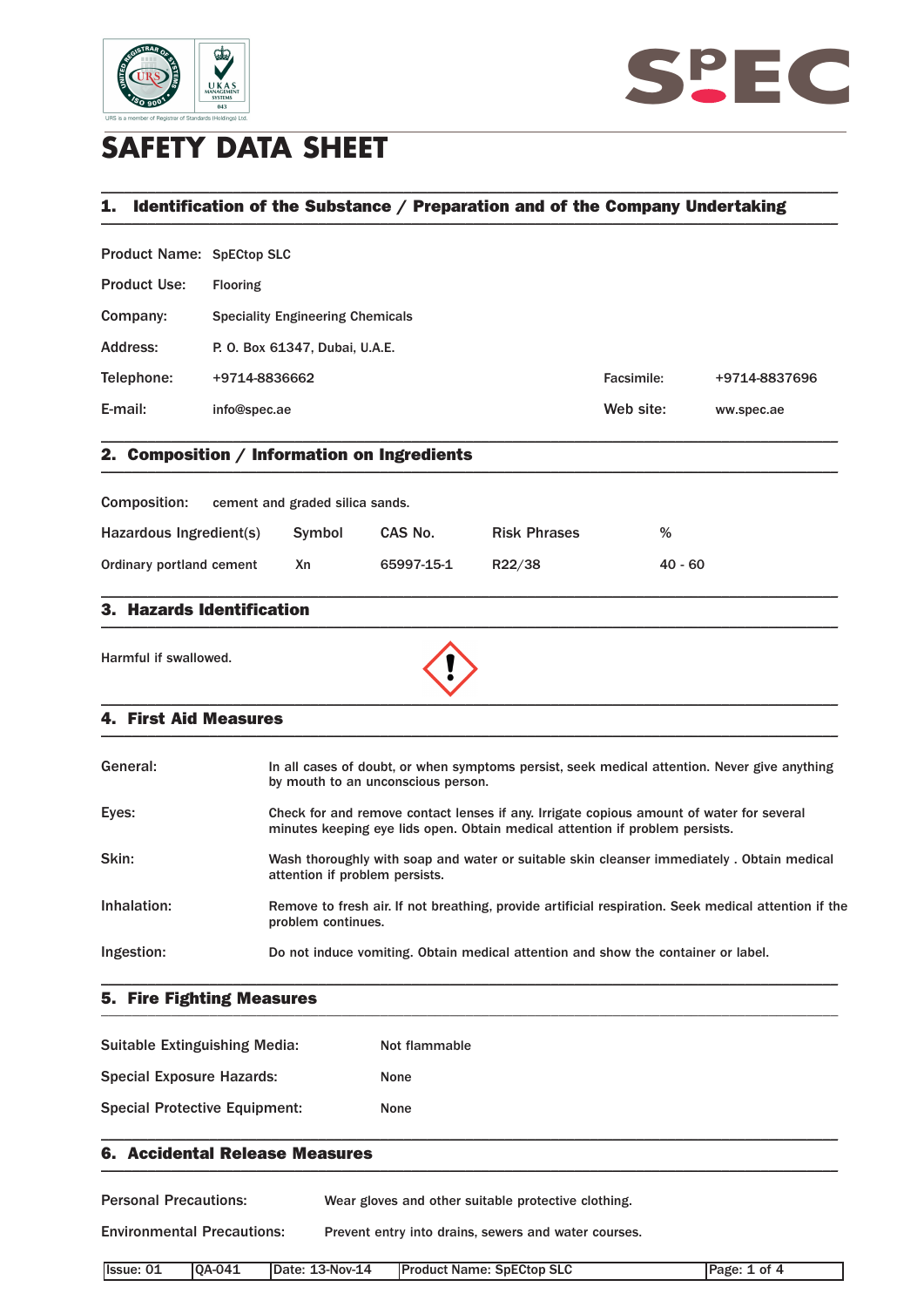# SAFETY DATA SHEET

## 1. Identification of the Substance / Preparation and of the Company Undertaking

| | | | |
|---|---|---|---|
| Product Name: | SpECtop SLC | | |
| Product Use: | Flooring | | |
| Company: | Speciality Engineering Chemicals | | |
| Address: | P. O. Box 61347, Dubai, U.A.E. | | |
| Telephone: | +9714-8836662 | Facsimile: | +9714-8837696 |
| E-mail: | info@spec.ae | Web site: | ww.spec.ae |

## 2. Composition / Information on Ingredients

Composition: cement and graded silica sands.

| Hazardous Ingredient(s) | Symbol | CAS No. | Risk Phrases | % |
|---|---|---|---|---|
| Ordinary portland cement | Xn | 65997-15-1 | R22/38 | 40 - 60 |

## 3. Hazards Identification

Harmful if swallowed.

## 4. First Aid Measures

| | |
|---|---|
| General: | In all cases of doubt, or when symptoms persist, seek medical attention. Never give anything by mouth to an unconscious person. |
| Eyes: | Check for and remove contact lenses if any. Irrigate copious amount of water for several minutes keeping eye lids open. Obtain medical attention if problem persists. |
| Skin: | Wash thoroughly with soap and water or suitable skin cleanser immediately . Obtain medical attention if problem persists. |
| Inhalation: | Remove to fresh air. If not breathing, provide artificial respiration. Seek medical attention if the problem continues. |
| Ingestion: | Do not induce vomiting. Obtain medical attention and show the container or label. |

## 5. Fire Fighting Measures

| | |
|---|---|
| Suitable Extinguishing Media: | Not flammable |
| Special Exposure Hazards: | None |
| Special Protective Equipment: | None |

## 6. Accidental Release Measures

| | |
|---|---|
| Personal Precautions: | Wear gloves and other suitable protective clothing. |
| Environmental Precautions: | Prevent entry into drains, sewers and water courses. |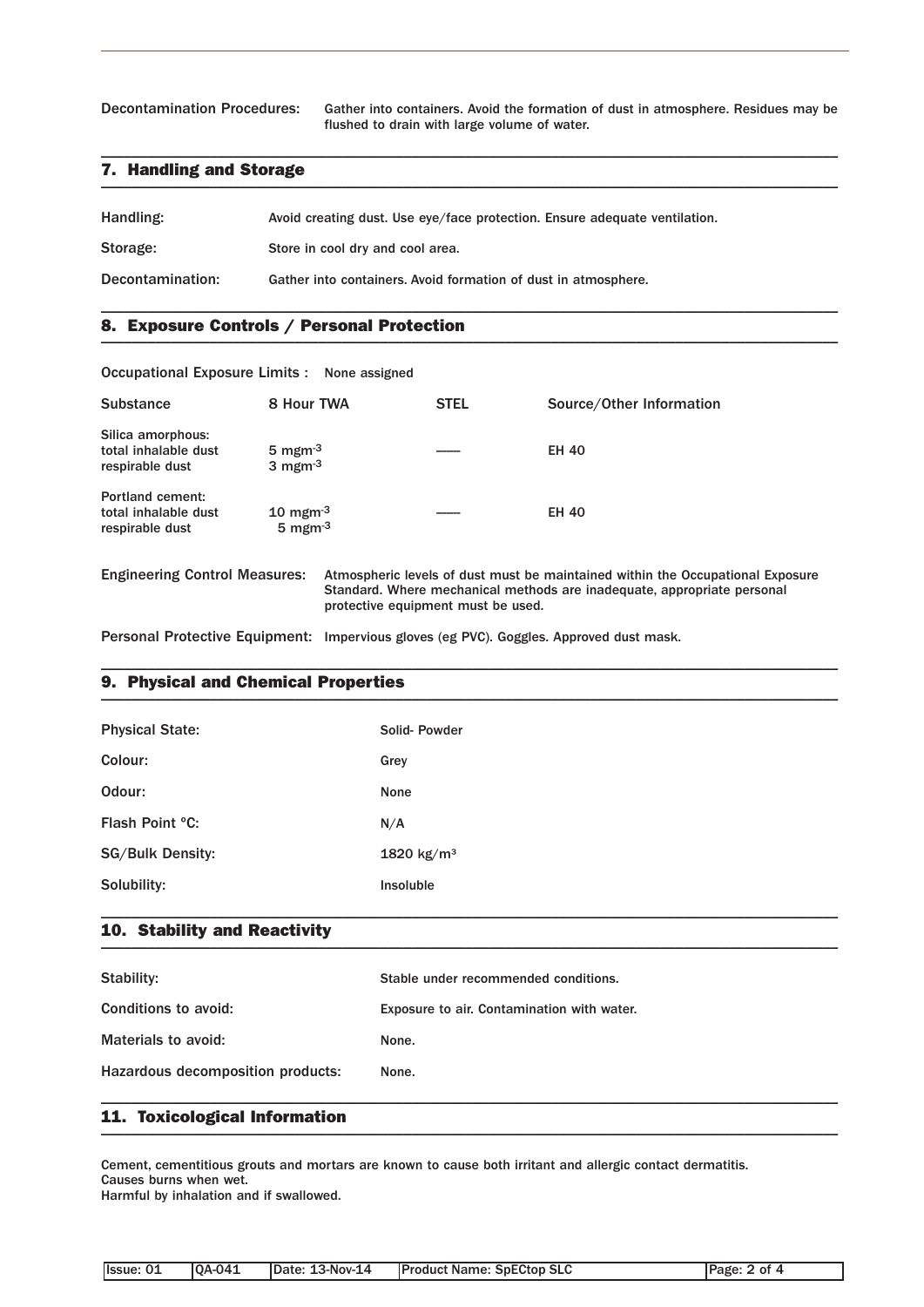Decontamination Procedures: Gather into containers. Avoid the formation of dust in atmosphere. Residues may be flushed to drain with large volume of water.

## 7. Handling and Storage

Handling: Avoid creating dust. Use eye/face protection. Ensure adequate ventilation.

Storage: Store in cool dry and cool area.

Decontamination: Gather into containers. Avoid formation of dust in atmosphere.

## 8. Exposure Controls / Personal Protection

Occupational Exposure Limits : None assigned

| Substance | 8 Hour TWA | STEL | Source/Other Information |
|---|---|---|---|
| Silica amorphous:<br>total inhalable dust<br>respirable dust | <br>5 $mgm^{-3}$<br>3 $mgm^{-3}$ | —— | EH 40 |
| Portland cement:<br>total inhalable dust<br>respirable dust | <br>10 $mgm^{-3}$<br>5 $mgm^{-3}$ | —— | EH 40 |

Engineering Control Measures: Atmospheric levels of dust must be maintained within the Occupational Exposure Standard. Where mechanical methods are inadequate, appropriate personal protective equipment must be used.

Personal Protective Equipment: Impervious gloves (eg PVC). Goggles. Approved dust mask.

## 9. Physical and Chemical Properties

Physical State: Solid- Powder

Colour: Grey

Odour: None

Flash Point °C: N/A

SG/Bulk Density: 1820 $kg/m^3$

Solubility: Insoluble

## 10. Stability and Reactivity

Stability: Stable under recommended conditions.

Conditions to avoid: Exposure to air. Contamination with water.

Materials to avoid: None.

Hazardous decomposition products: None.

## 11. Toxicological Information

Cement, cementitious grouts and mortars are known to cause both irritant and allergic contact dermatitis.
Causes burns when wet.
Harmful by inhalation and if swallowed.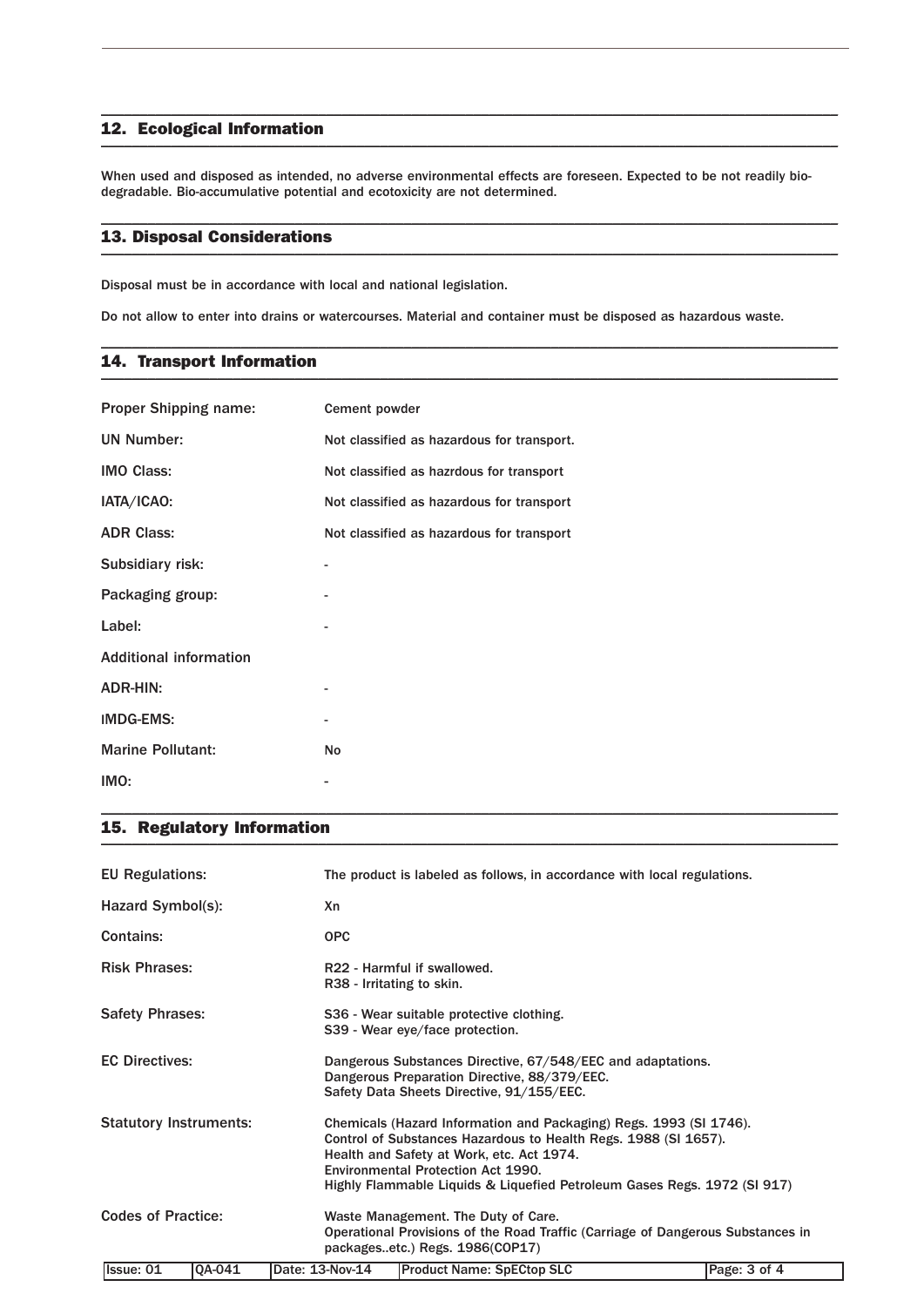## 12. Ecological Information

When used and disposed as intended, no adverse environmental effects are foreseen. Expected to be not readily bio-degradable. Bio-accumulative potential and ecotoxicity are not determined.

## 13. Disposal Considerations

Disposal must be in accordance with local and national legislation.

Do not allow to enter into drains or watercourses. Material and container must be disposed as hazardous waste.

## 14. Transport Information

| | |
|---|---|
| Proper Shipping name: | Cement powder |
| UN Number: | Not classified as hazardous for transport. |
| IMO Class: | Not classified as hazrdous for transport |
| IATA/ICAO: | Not classified as hazardous for transport |
| ADR Class: | Not classified as hazardous for transport |
| Subsidiary risk: | - |
| Packaging group: | - |
| Label: | - |
| Additional information | |
| ADR-HIN: | - |
| IMDG-EMS: | - |
| Marine Pollutant: | No |
| IMO: | - |

## 15. Regulatory Information

| | |
|---|---|
| EU Regulations: | The product is labeled as follows, in accordance with local regulations. |
| Hazard Symbol(s): | Xn |
| Contains: | OPC |
| Risk Phrases: | R22 - Harmful if swallowed.<br>R38 - Irritating to skin. |
| Safety Phrases: | S36 - Wear suitable protective clothing.<br>S39 - Wear eye/face protection. |
| EC Directives: | Dangerous Substances Directive, 67/548/EEC and adaptations.<br>Dangerous Preparation Directive, 88/379/EEC.<br>Safety Data Sheets Directive, 91/155/EEC. |
| Statutory Instruments: | Chemicals (Hazard Information and Packaging) Regs. 1993 (SI 1746).<br>Control of Substances Hazardous to Health Regs. 1988 (SI 1657).<br>Health and Safety at Work, etc. Act 1974.<br>Environmental Protection Act 1990.<br>Highly Flammable Liquids & Liquefied Petroleum Gases Regs. 1972 (SI 917) |
| Codes of Practice: | Waste Management. The Duty of Care.<br>Operational Provisions of the Road Traffic (Carriage of Dangerous Substances in packages..etc.) Regs. 1986(COP17) |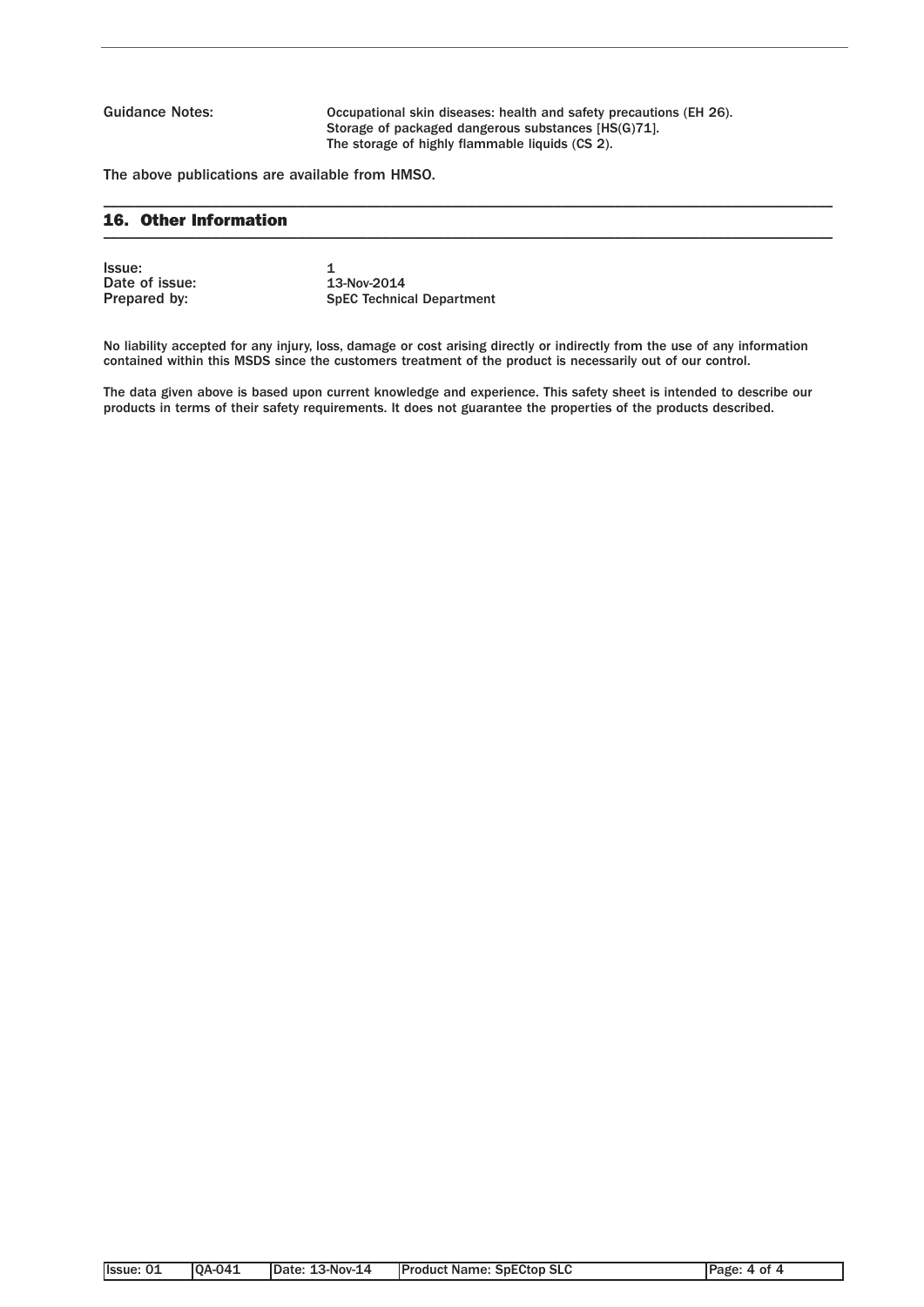| | |
|---|---|
| Guidance Notes: | Occupational skin diseases: health and safety precautions (EH 26).<br>Storage of packaged dangerous substances [HS(G)71].<br>The storage of highly flammable liquids (CS 2). |

The above publications are available from HMSO.

## 16. Other Information

| | |
|---|---|
| Issue: | 1 |
| Date of issue: | 13-Nov-2014 |
| Prepared by: | SpEC Technical Department |

No liability accepted for any injury, loss, damage or cost arising directly or indirectly from the use of any information contained within this MSDS since the customers treatment of the product is necessarily out of our control.

The data given above is based upon current knowledge and experience. This safety sheet is intended to describe our products in terms of their safety requirements. It does not guarantee the properties of the products described.